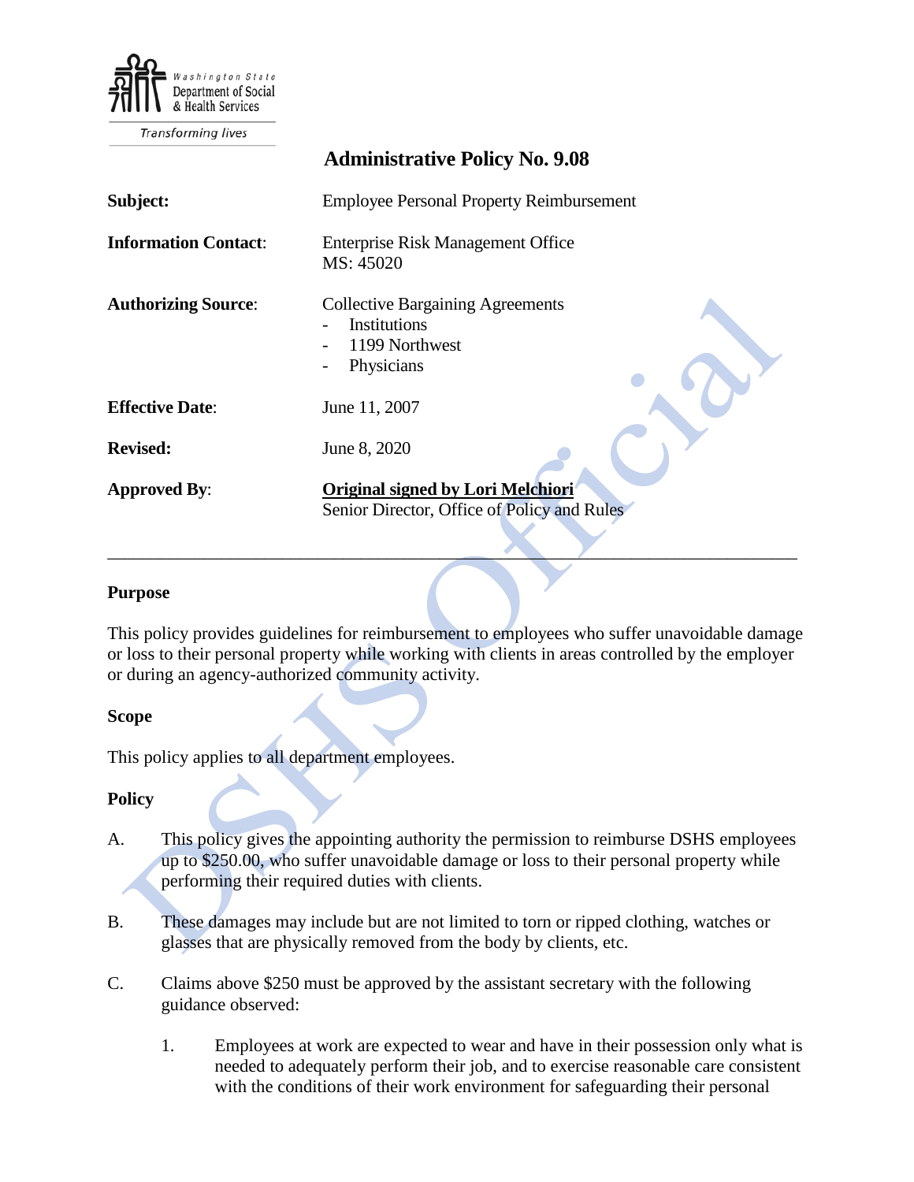Washington State Department of Social & Health Services

Transforming lives

# Administrative Policy No. 9.08

| | |
|---|---|
| **Subject:** | Employee Personal Property Reimbursement |
| **Information Contact:** | Enterprise Risk Management Office<br>MS: 45020 |
| **Authorizing Source:** | Collective Bargaining Agreements<br>- Institutions<br>- 1199 Northwest<br>- Physicians |
| **Effective Date:** | June 11, 2007 |
| **Revised:** | June 8, 2020 |
| **Approved By:** | **Original signed by Lori Melchiori**<br>Senior Director, Office of Policy and Rules |

---

## Purpose

This policy provides guidelines for reimbursement to employees who suffer unavoidable damage or loss to their personal property while working with clients in areas controlled by the employer or during an agency-authorized community activity.

## Scope

This policy applies to all department employees.

## Policy

A. This policy gives the appointing authority the permission to reimburse DSHS employees up to $250.00, who suffer unavoidable damage or loss to their personal property while performing their required duties with clients.

B. These damages may include but are not limited to torn or ripped clothing, watches or glasses that are physically removed from the body by clients, etc.

C. Claims above $250 must be approved by the assistant secretary with the following guidance observed:

   1. Employees at work are expected to wear and have in their possession only what is needed to adequately perform their job, and to exercise reasonable care consistent with the conditions of their work environment for safeguarding their personal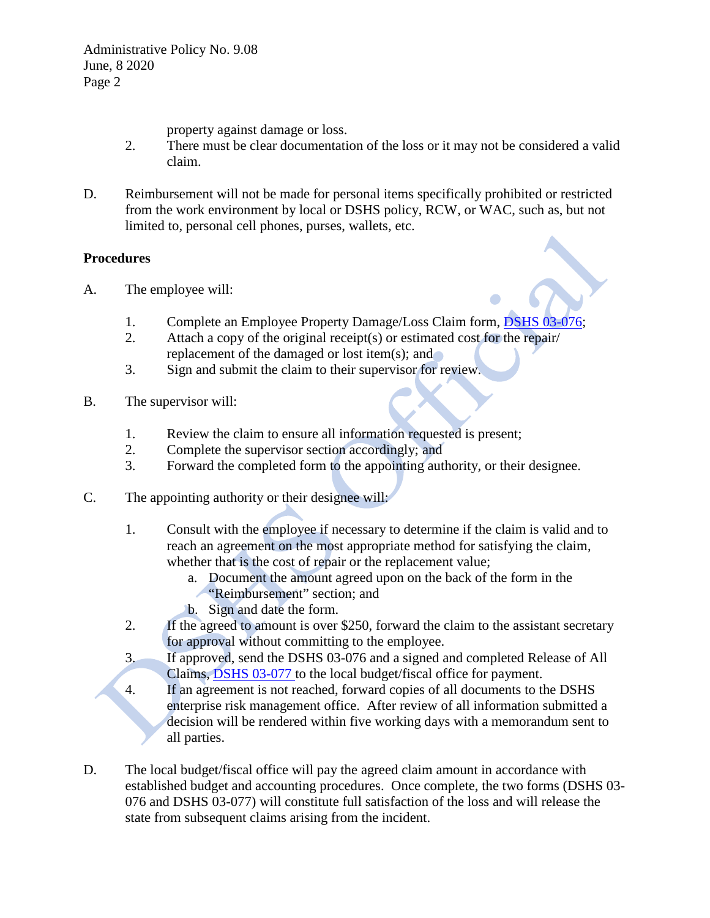property against damage or loss.

2. There must be clear documentation of the loss or it may not be considered a valid claim.

D. Reimbursement will not be made for personal items specifically prohibited or restricted from the work environment by local or DSHS policy, RCW, or WAC, such as, but not limited to, personal cell phones, purses, wallets, etc.

**Procedures**

A. The employee will:

1. Complete an Employee Property Damage/Loss Claim form, [DSHS 03-076](DSHS 03-076);
2. Attach a copy of the original receipt(s) or estimated cost for the repair/ replacement of the damaged or lost item(s); and
3. Sign and submit the claim to their supervisor for review.

B. The supervisor will:

1. Review the claim to ensure all information requested is present;
2. Complete the supervisor section accordingly; and
3. Forward the completed form to the appointing authority, or their designee.

C. The appointing authority or their designee will:

1. Consult with the employee if necessary to determine if the claim is valid and to reach an agreement on the most appropriate method for satisfying the claim, whether that is the cost of repair or the replacement value;
   a. Document the amount agreed upon on the back of the form in the "Reimbursement" section; and
   b. Sign and date the form.
2. If the agreed to amount is over $250, forward the claim to the assistant secretary for approval without committing to the employee.
3. If approved, send the DSHS 03-076 and a signed and completed Release of All Claims, [DSHS 03-077](DSHS 03-077) to the local budget/fiscal office for payment.
4. If an agreement is not reached, forward copies of all documents to the DSHS enterprise risk management office. After review of all information submitted a decision will be rendered within five working days with a memorandum sent to all parties.

D. The local budget/fiscal office will pay the agreed claim amount in accordance with established budget and accounting procedures. Once complete, the two forms (DSHS 03-076 and DSHS 03-077) will constitute full satisfaction of the loss and will release the state from subsequent claims arising from the incident.